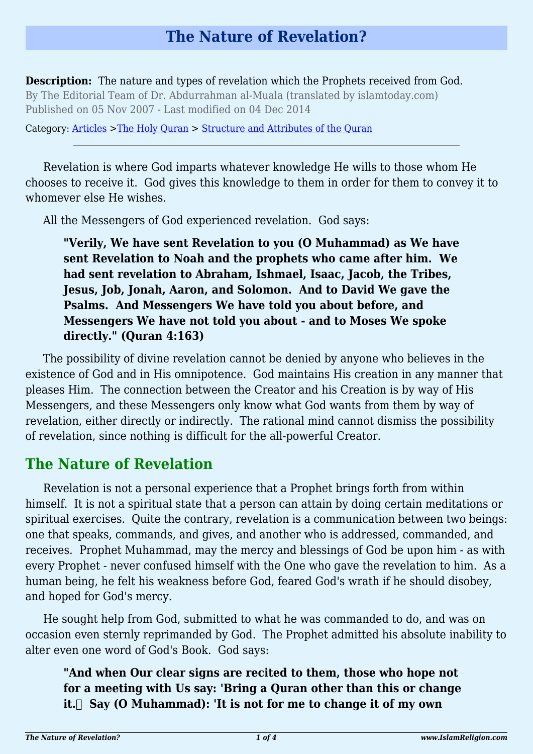# The Nature of Revelation?

**Description:** The nature and types of revelation which the Prophets received from God.
By The Editorial Team of Dr. Abdurrahman al-Muala (translated by islamtoday.com)
Published on 05 Nov 2007 - Last modified on 04 Dec 2014

Category: Articles >The Holy Quran > Structure and Attributes of the Quran

---

Revelation is where God imparts whatever knowledge He wills to those whom He chooses to receive it. God gives this knowledge to them in order for them to convey it to whomever else He wishes.

All the Messengers of God experienced revelation. God says:

> **"Verily, We have sent Revelation to you (O Muhammad) as We have sent Revelation to Noah and the prophets who came after him. We had sent revelation to Abraham, Ishmael, Isaac, Jacob, the Tribes, Jesus, Job, Jonah, Aaron, and Solomon. And to David We gave the Psalms. And Messengers We have told you about before, and Messengers We have not told you about - and to Moses We spoke directly." (Quran 4:163)**

The possibility of divine revelation cannot be denied by anyone who believes in the existence of God and in His omnipotence. God maintains His creation in any manner that pleases Him. The connection between the Creator and his Creation is by way of His Messengers, and these Messengers only know what God wants from them by way of revelation, either directly or indirectly. The rational mind cannot dismiss the possibility of revelation, since nothing is difficult for the all-powerful Creator.

## The Nature of Revelation

Revelation is not a personal experience that a Prophet brings forth from within himself. It is not a spiritual state that a person can attain by doing certain meditations or spiritual exercises. Quite the contrary, revelation is a communication between two beings: one that speaks, commands, and gives, and another who is addressed, commanded, and receives. Prophet Muhammad, may the mercy and blessings of God be upon him - as with every Prophet - never confused himself with the One who gave the revelation to him. As a human being, he felt his weakness before God, feared God's wrath if he should disobey, and hoped for God's mercy.

He sought help from God, submitted to what he was commanded to do, and was on occasion even sternly reprimanded by God. The Prophet admitted his absolute inability to alter even one word of God's Book. God says:

> **"And when Our clear signs are recited to them, those who hope not for a meeting with Us say: 'Bring a Quran other than this or change it.' Say (O Muhammad): 'It is not for me to change it of my own**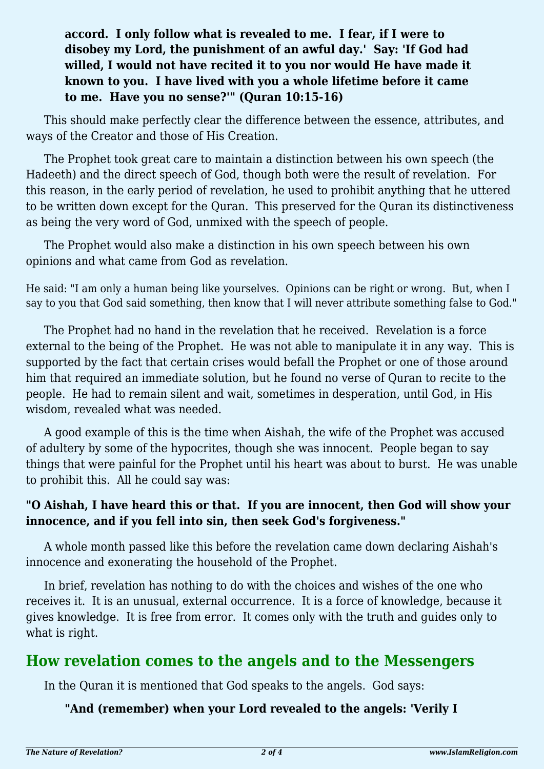> **accord. I only follow what is revealed to me. I fear, if I were to disobey my Lord, the punishment of an awful day.' Say: 'If God had willed, I would not have recited it to you nor would He have made it known to you. I have lived with you a whole lifetime before it came to me. Have you no sense?'" (Quran 10:15-16)**

This should make perfectly clear the difference between the essence, attributes, and ways of the Creator and those of His Creation.

The Prophet took great care to maintain a distinction between his own speech (the Hadeeth) and the direct speech of God, though both were the result of revelation. For this reason, in the early period of revelation, he used to prohibit anything that he uttered to be written down except for the Quran. This preserved for the Quran its distinctiveness as being the very word of God, unmixed with the speech of people.

The Prophet would also make a distinction in his own speech between his own opinions and what came from God as revelation.

He said: "I am only a human being like yourselves. Opinions can be right or wrong. But, when I say to you that God said something, then know that I will never attribute something false to God."

The Prophet had no hand in the revelation that he received. Revelation is a force external to the being of the Prophet. He was not able to manipulate it in any way. This is supported by the fact that certain crises would befall the Prophet or one of those around him that required an immediate solution, but he found no verse of Quran to recite to the people. He had to remain silent and wait, sometimes in desperation, until God, in His wisdom, revealed what was needed.

A good example of this is the time when Aishah, the wife of the Prophet was accused of adultery by some of the hypocrites, though she was innocent. People began to say things that were painful for the Prophet until his heart was about to burst. He was unable to prohibit this. All he could say was:

**"O Aishah, I have heard this or that. If you are innocent, then God will show your innocence, and if you fell into sin, then seek God's forgiveness."**

A whole month passed like this before the revelation came down declaring Aishah's innocence and exonerating the household of the Prophet.

In brief, revelation has nothing to do with the choices and wishes of the one who receives it. It is an unusual, external occurrence. It is a force of knowledge, because it gives knowledge. It is free from error. It comes only with the truth and guides only to what is right.

## How revelation comes to the angels and to the Messengers

In the Quran it is mentioned that God speaks to the angels. God says:

> **"And (remember) when your Lord revealed to the angels: 'Verily I**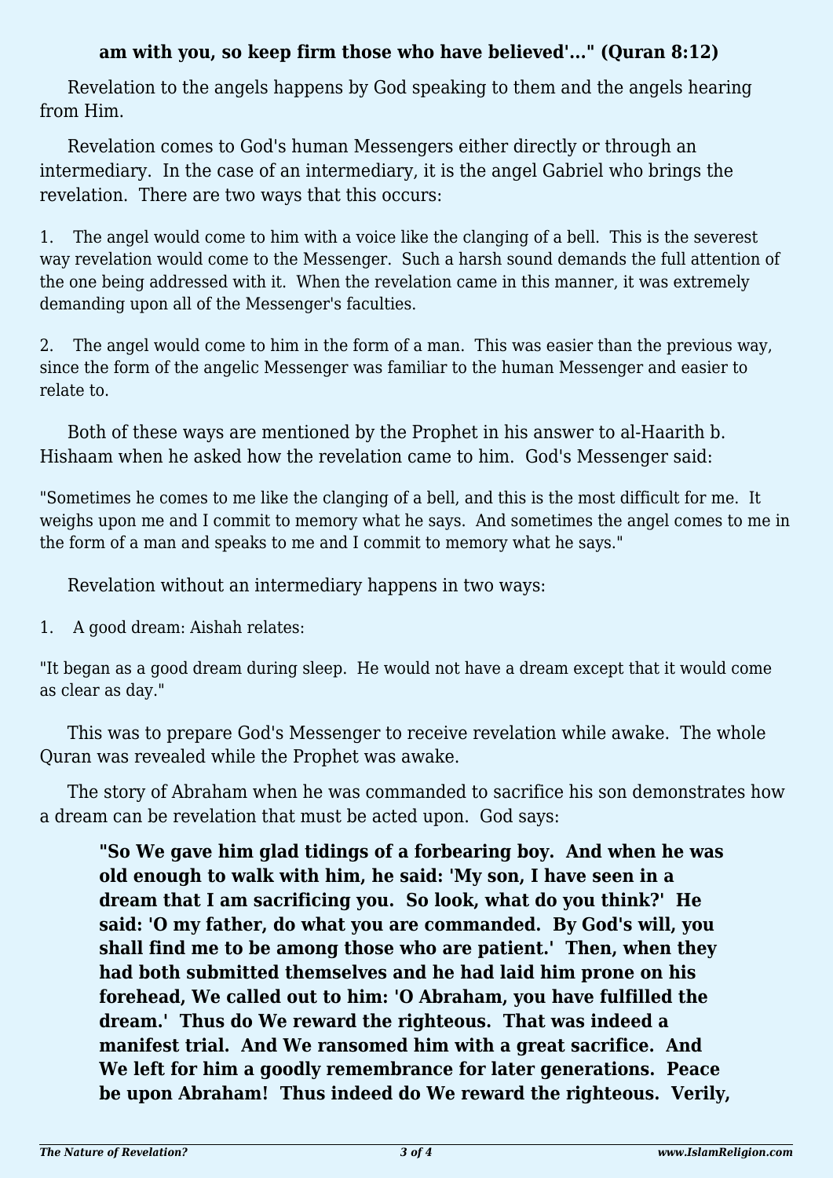**am with you, so keep firm those who have believed'..." (Quran 8:12)**

Revelation to the angels happens by God speaking to them and the angels hearing from Him.

Revelation comes to God's human Messengers either directly or through an intermediary. In the case of an intermediary, it is the angel Gabriel who brings the revelation. There are two ways that this occurs:

1. The angel would come to him with a voice like the clanging of a bell. This is the severest way revelation would come to the Messenger. Such a harsh sound demands the full attention of the one being addressed with it. When the revelation came in this manner, it was extremely demanding upon all of the Messenger's faculties.

2. The angel would come to him in the form of a man. This was easier than the previous way, since the form of the angelic Messenger was familiar to the human Messenger and easier to relate to.

Both of these ways are mentioned by the Prophet in his answer to al-Haarith b. Hishaam when he asked how the revelation came to him. God's Messenger said:

"Sometimes he comes to me like the clanging of a bell, and this is the most difficult for me. It weighs upon me and I commit to memory what he says. And sometimes the angel comes to me in the form of a man and speaks to me and I commit to memory what he says."

Revelation without an intermediary happens in two ways:

1. A good dream: Aishah relates:

"It began as a good dream during sleep. He would not have a dream except that it would come as clear as day."

This was to prepare God's Messenger to receive revelation while awake. The whole Quran was revealed while the Prophet was awake.

The story of Abraham when he was commanded to sacrifice his son demonstrates how a dream can be revelation that must be acted upon. God says:

> **"So We gave him glad tidings of a forbearing boy. And when he was old enough to walk with him, he said: 'My son, I have seen in a dream that I am sacrificing you. So look, what do you think?' He said: 'O my father, do what you are commanded. By God's will, you shall find me to be among those who are patient.' Then, when they had both submitted themselves and he had laid him prone on his forehead, We called out to him: 'O Abraham, you have fulfilled the dream.' Thus do We reward the righteous. That was indeed a manifest trial. And We ransomed him with a great sacrifice. And We left for him a goodly remembrance for later generations. Peace be upon Abraham! Thus indeed do We reward the righteous. Verily,**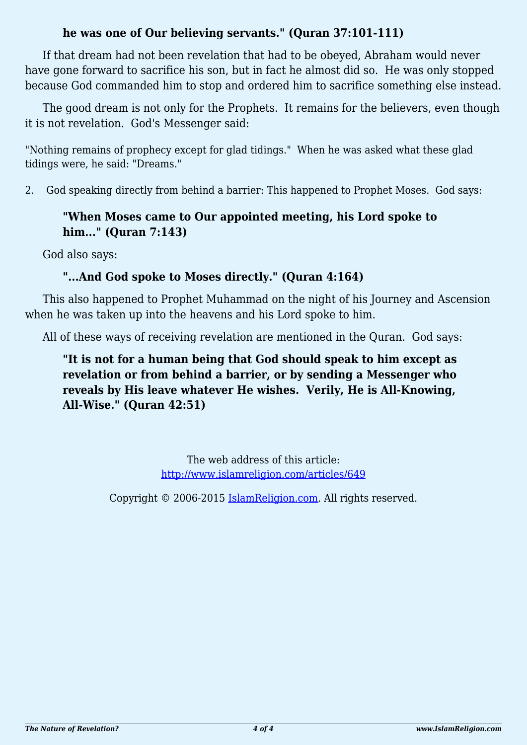**he was one of Our believing servants." (Quran 37:101-111)**

If that dream had not been revelation that had to be obeyed, Abraham would never have gone forward to sacrifice his son, but in fact he almost did so. He was only stopped because God commanded him to stop and ordered him to sacrifice something else instead.

The good dream is not only for the Prophets. It remains for the believers, even though it is not revelation. God's Messenger said:

"Nothing remains of prophecy except for glad tidings." When he was asked what these glad tidings were, he said: "Dreams."

2. God speaking directly from behind a barrier: This happened to Prophet Moses. God says:

> **"When Moses came to Our appointed meeting, his Lord spoke to him…" (Quran 7:143)**

God also says:

> **"…And God spoke to Moses directly." (Quran 4:164)**

This also happened to Prophet Muhammad on the night of his Journey and Ascension when he was taken up into the heavens and his Lord spoke to him.

All of these ways of receiving revelation are mentioned in the Quran. God says:

> **"It is not for a human being that God should speak to him except as revelation or from behind a barrier, or by sending a Messenger who reveals by His leave whatever He wishes. Verily, He is All-Knowing, All-Wise." (Quran 42:51)**

The web address of this article:
http://www.islamreligion.com/articles/649

Copyright © 2006-2015 IslamReligion.com. All rights reserved.